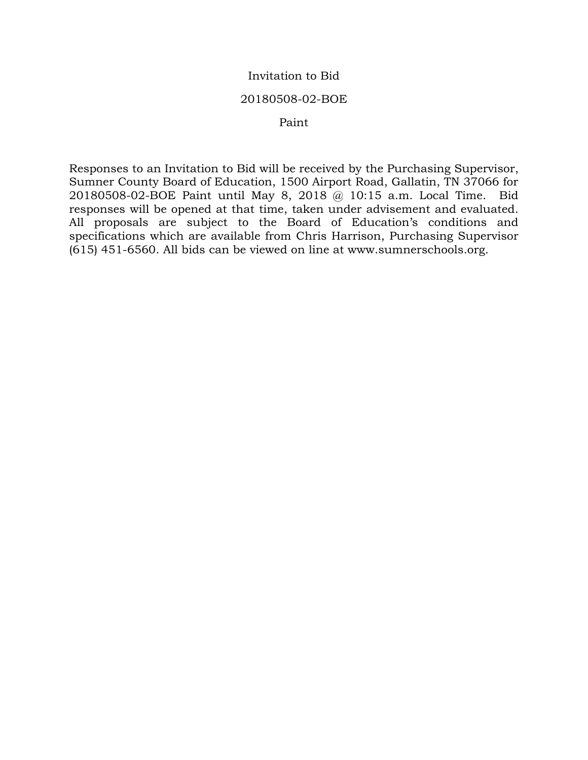# Invitation to Bid

## 20180508-02-BOE

## Paint

Responses to an Invitation to Bid will be received by the Purchasing Supervisor, Sumner County Board of Education, 1500 Airport Road, Gallatin, TN 37066 for 20180508-02-BOE Paint until May 8, 2018 @ 10:15 a.m. Local Time. Bid responses will be opened at that time, taken under advisement and evaluated. All proposals are subject to the Board of Education's conditions and specifications which are available from Chris Harrison, Purchasing Supervisor (615) 451-6560. All bids can be viewed on line at www.sumnerschools.org.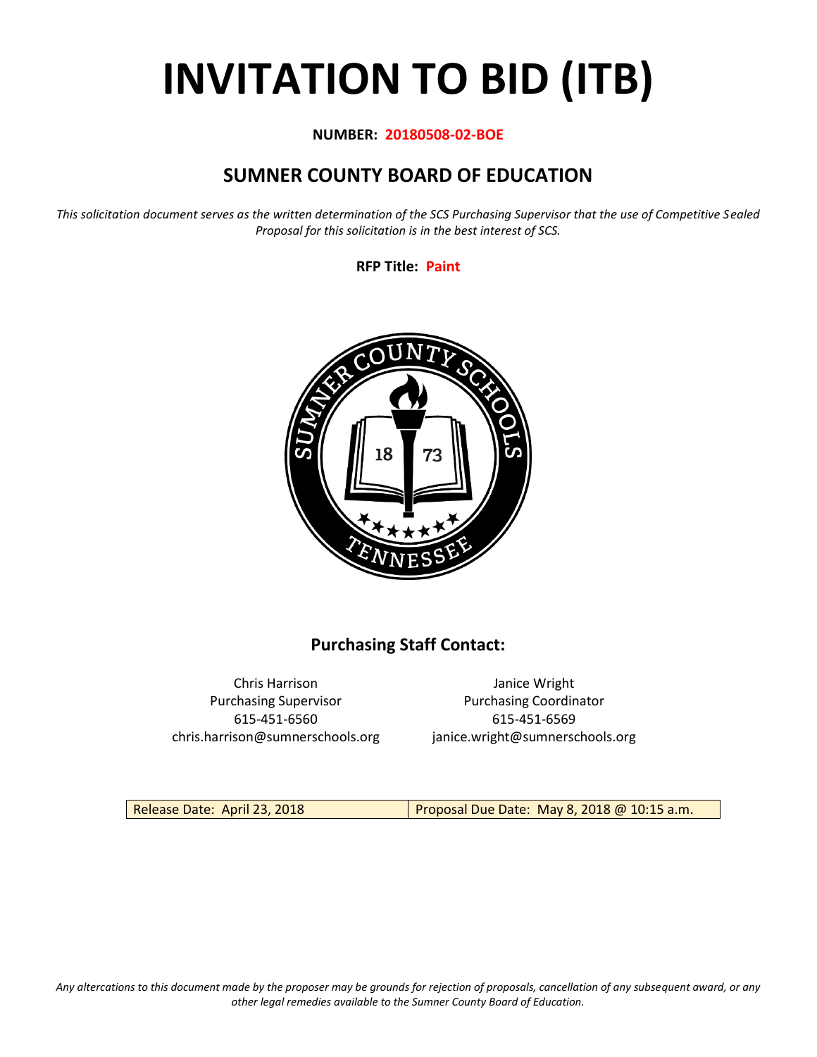# INVITATION TO BID (ITB)

**NUMBER: 20180508-02-BOE**

## SUMNER COUNTY BOARD OF EDUCATION

*This solicitation document serves as the written determination of the SCS Purchasing Supervisor that the use of Competitive Sealed Proposal for this solicitation is in the best interest of SCS.*

**RFP Title: Paint**

### Purchasing Staff Contact:

| Chris Harrison | Janice Wright |
|---|---|
| Purchasing Supervisor | Purchasing Coordinator |
| 615-451-6560 | 615-451-6569 |
| chris.harrison@sumnerschools.org | janice.wright@sumnerschools.org |

| Release Date: April 23, 2018 | Proposal Due Date: May 8, 2018 @ 10:15 a.m. |
|---|---|

*Any altercations to this document made by the proposer may be grounds for rejection of proposals, cancellation of any subsequent award, or any other legal remedies available to the Sumner County Board of Education.*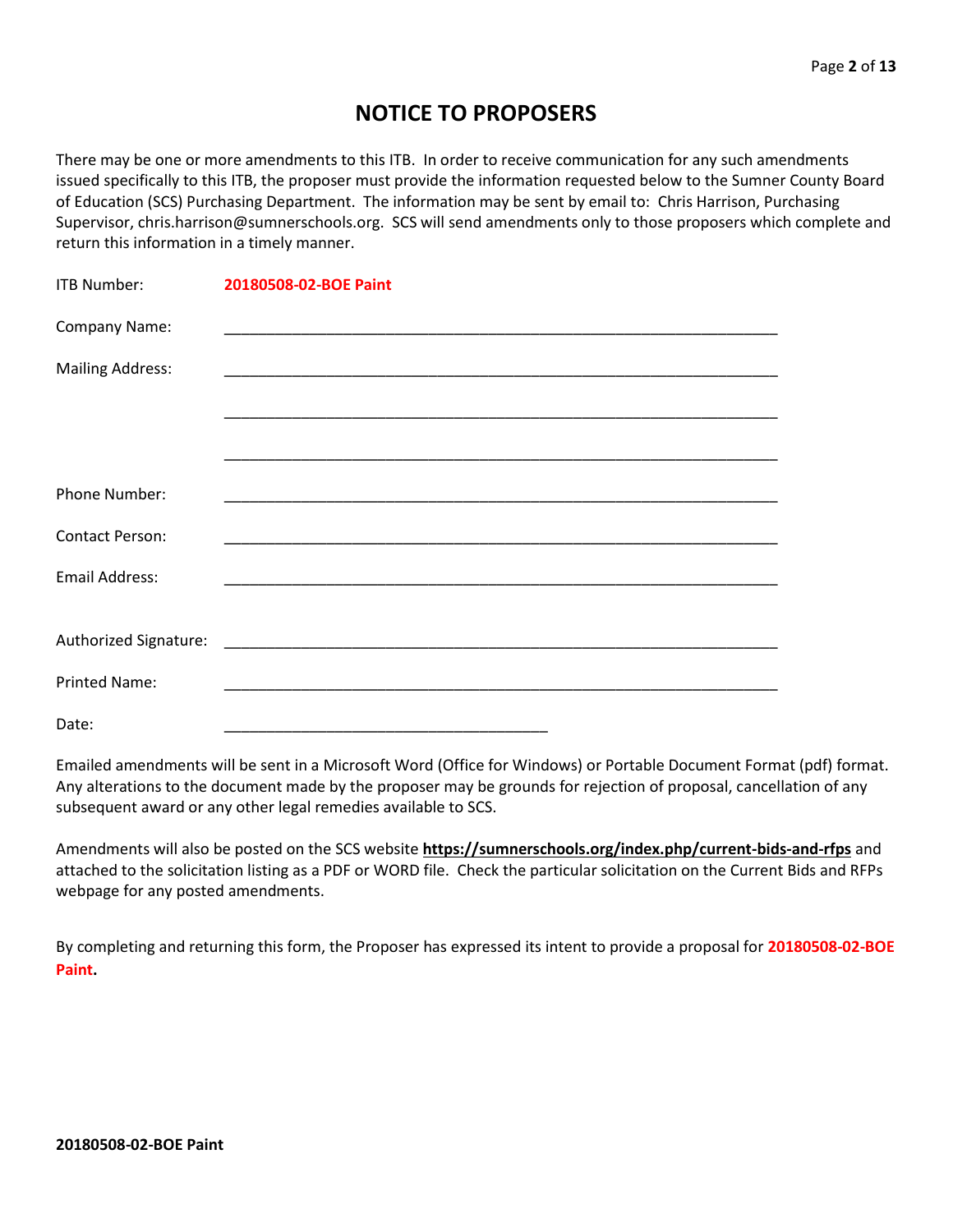# NOTICE TO PROPOSERS

There may be one or more amendments to this ITB. In order to receive communication for any such amendments issued specifically to this ITB, the proposer must provide the information requested below to the Sumner County Board of Education (SCS) Purchasing Department. The information may be sent by email to: Chris Harrison, Purchasing Supervisor, chris.harrison@sumnerschools.org. SCS will send amendments only to those proposers which complete and return this information in a timely manner.

ITB Number: **20180508-02-BOE Paint**

Company Name: ____________________________________________________________________

Mailing Address: ____________________________________________________________________

____________________________________________________________________

____________________________________________________________________

Phone Number: ____________________________________________________________________

Contact Person: ____________________________________________________________________

Email Address: ____________________________________________________________________

Authorized Signature: ____________________________________________________________________

Printed Name: ____________________________________________________________________

Date: ________________________________________

Emailed amendments will be sent in a Microsoft Word (Office for Windows) or Portable Document Format (pdf) format. Any alterations to the document made by the proposer may be grounds for rejection of proposal, cancellation of any subsequent award or any other legal remedies available to SCS.

Amendments will also be posted on the SCS website **https://sumnerschools.org/index.php/current-bids-and-rfps** and attached to the solicitation listing as a PDF or WORD file. Check the particular solicitation on the Current Bids and RFPs webpage for any posted amendments.

By completing and returning this form, the Proposer has expressed its intent to provide a proposal for **20180508-02-BOE Paint.**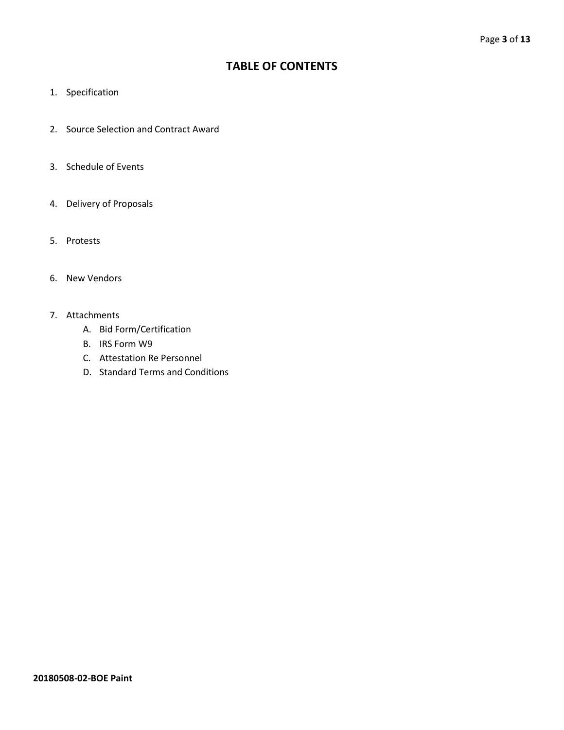# TABLE OF CONTENTS

1. Specification
2. Source Selection and Contract Award
3. Schedule of Events
4. Delivery of Proposals
5. Protests
6. New Vendors
7. Attachments
   A. Bid Form/Certification
   B. IRS Form W9
   C. Attestation Re Personnel
   D. Standard Terms and Conditions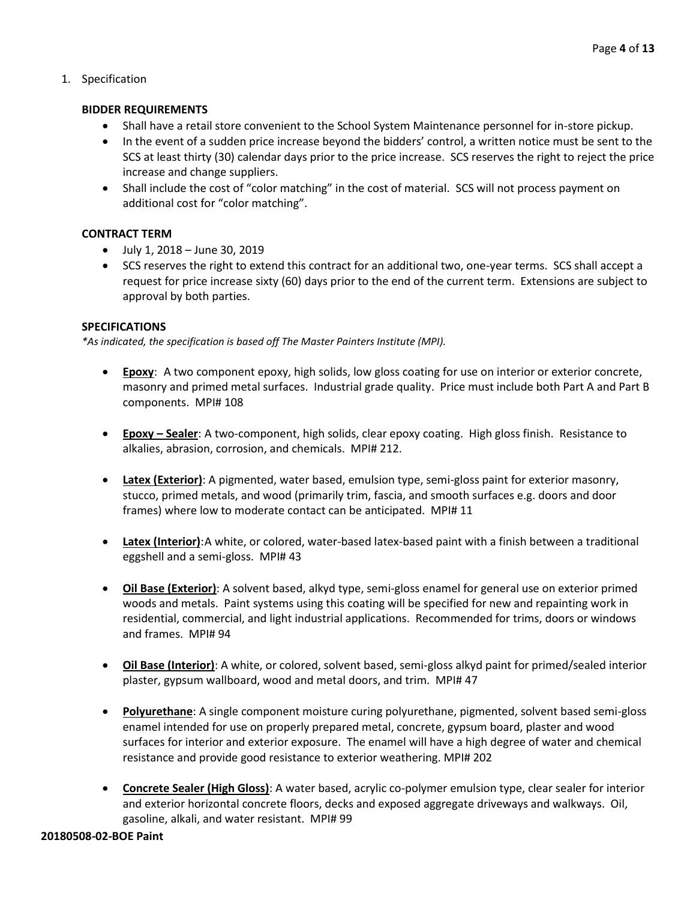1. Specification

**BIDDER REQUIREMENTS**

- Shall have a retail store convenient to the School System Maintenance personnel for in-store pickup.
- In the event of a sudden price increase beyond the bidders' control, a written notice must be sent to the SCS at least thirty (30) calendar days prior to the price increase. SCS reserves the right to reject the price increase and change suppliers.
- Shall include the cost of "color matching" in the cost of material. SCS will not process payment on additional cost for "color matching".

**CONTRACT TERM**

- July 1, 2018 – June 30, 2019
- SCS reserves the right to extend this contract for an additional two, one-year terms. SCS shall accept a request for price increase sixty (60) days prior to the end of the current term. Extensions are subject to approval by both parties.

**SPECIFICATIONS**

*\*As indicated, the specification is based off The Master Painters Institute (MPI).*

- **Epoxy**: A two component epoxy, high solids, low gloss coating for use on interior or exterior concrete, masonry and primed metal surfaces. Industrial grade quality. Price must include both Part A and Part B components. MPI# 108
- **Epoxy – Sealer**: A two-component, high solids, clear epoxy coating. High gloss finish. Resistance to alkalies, abrasion, corrosion, and chemicals. MPI# 212.
- **Latex (Exterior)**: A pigmented, water based, emulsion type, semi-gloss paint for exterior masonry, stucco, primed metals, and wood (primarily trim, fascia, and smooth surfaces e.g. doors and door frames) where low to moderate contact can be anticipated. MPI# 11
- **Latex (Interior)**: A white, or colored, water-based latex-based paint with a finish between a traditional eggshell and a semi-gloss. MPI# 43
- **Oil Base (Exterior)**: A solvent based, alkyd type, semi-gloss enamel for general use on exterior primed woods and metals. Paint systems using this coating will be specified for new and repainting work in residential, commercial, and light industrial applications. Recommended for trims, doors or windows and frames. MPI# 94
- **Oil Base (Interior)**: A white, or colored, solvent based, semi-gloss alkyd paint for primed/sealed interior plaster, gypsum wallboard, wood and metal doors, and trim. MPI# 47
- **Polyurethane**: A single component moisture curing polyurethane, pigmented, solvent based semi-gloss enamel intended for use on properly prepared metal, concrete, gypsum board, plaster and wood surfaces for interior and exterior exposure. The enamel will have a high degree of water and chemical resistance and provide good resistance to exterior weathering. MPI# 202
- **Concrete Sealer (High Gloss)**: A water based, acrylic co-polymer emulsion type, clear sealer for interior and exterior horizontal concrete floors, decks and exposed aggregate driveways and walkways. Oil, gasoline, alkali, and water resistant. MPI# 99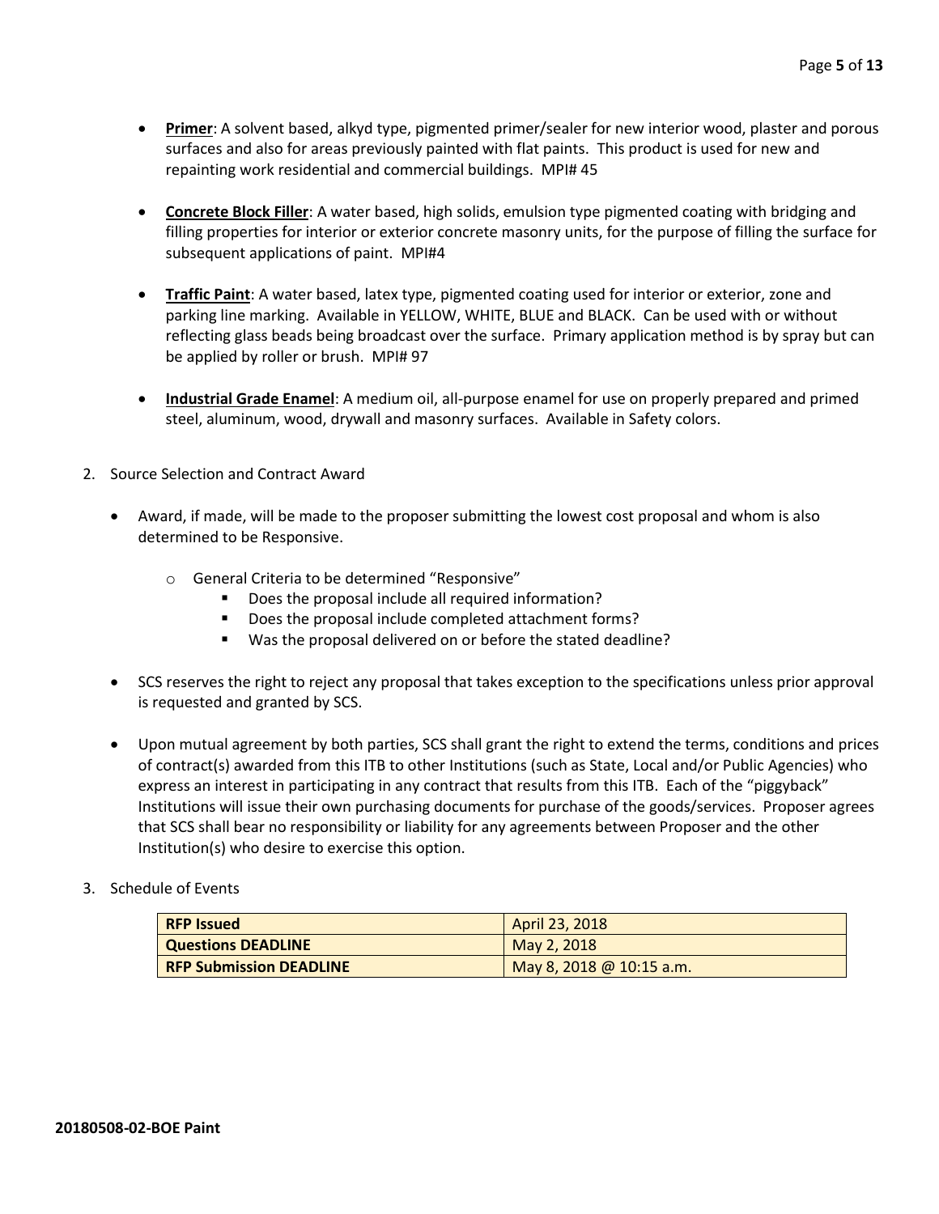- **Primer**: A solvent based, alkyd type, pigmented primer/sealer for new interior wood, plaster and porous surfaces and also for areas previously painted with flat paints. This product is used for new and repainting work residential and commercial buildings. MPI# 45

- **Concrete Block Filler**: A water based, high solids, emulsion type pigmented coating with bridging and filling properties for interior or exterior concrete masonry units, for the purpose of filling the surface for subsequent applications of paint. MPI#4

- **Traffic Paint**: A water based, latex type, pigmented coating used for interior or exterior, zone and parking line marking. Available in YELLOW, WHITE, BLUE and BLACK. Can be used with or without reflecting glass beads being broadcast over the surface. Primary application method is by spray but can be applied by roller or brush. MPI# 97

- **Industrial Grade Enamel**: A medium oil, all-purpose enamel for use on properly prepared and primed steel, aluminum, wood, drywall and masonry surfaces. Available in Safety colors.

2. Source Selection and Contract Award

   - Award, if made, will be made to the proposer submitting the lowest cost proposal and whom is also determined to be Responsive.
     - General Criteria to be determined "Responsive"
       - Does the proposal include all required information?
       - Does the proposal include completed attachment forms?
       - Was the proposal delivered on or before the stated deadline?

   - SCS reserves the right to reject any proposal that takes exception to the specifications unless prior approval is requested and granted by SCS.

   - Upon mutual agreement by both parties, SCS shall grant the right to extend the terms, conditions and prices of contract(s) awarded from this ITB to other Institutions (such as State, Local and/or Public Agencies) who express an interest in participating in any contract that results from this ITB. Each of the "piggyback" Institutions will issue their own purchasing documents for purchase of the goods/services. Proposer agrees that SCS shall bear no responsibility or liability for any agreements between Proposer and the other Institution(s) who desire to exercise this option.

3. Schedule of Events

| **RFP Issued** | April 23, 2018 |
|---|---|
| **Questions DEADLINE** | May 2, 2018 |
| **RFP Submission DEADLINE** | May 8, 2018 @ 10:15 a.m. |

**20180508-02-BOE Paint**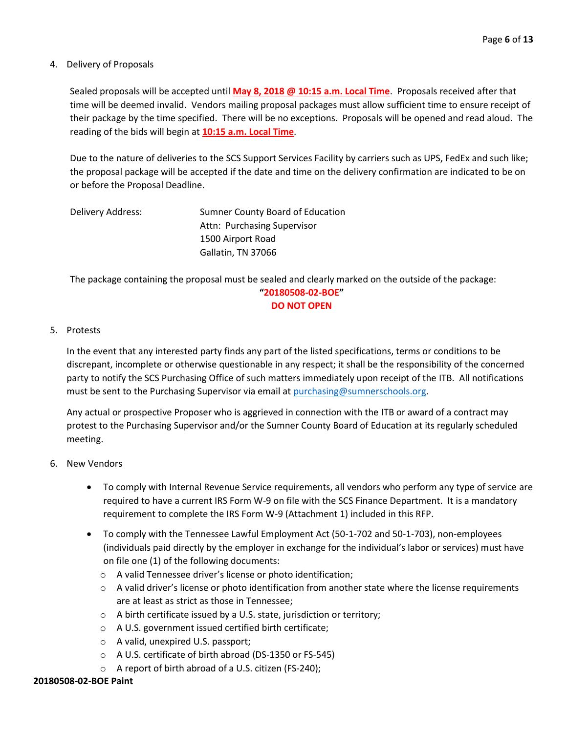4. Delivery of Proposals

   Sealed proposals will be accepted until **May 8, 2018 @ 10:15 a.m. Local Time**. Proposals received after that time will be deemed invalid. Vendors mailing proposal packages must allow sufficient time to ensure receipt of their package by the time specified. There will be no exceptions. Proposals will be opened and read aloud. The reading of the bids will begin at **10:15 a.m. Local Time**.

   Due to the nature of deliveries to the SCS Support Services Facility by carriers such as UPS, FedEx and such like; the proposal package will be accepted if the date and time on the delivery confirmation are indicated to be on or before the Proposal Deadline.

   Delivery Address: Sumner County Board of Education
   Attn: Purchasing Supervisor
   1500 Airport Road
   Gallatin, TN 37066

   The package containing the proposal must be sealed and clearly marked on the outside of the package:

   **"20180508-02-BOE"**
   **DO NOT OPEN**

5. Protests

   In the event that any interested party finds any part of the listed specifications, terms or conditions to be discrepant, incomplete or otherwise questionable in any respect; it shall be the responsibility of the concerned party to notify the SCS Purchasing Office of such matters immediately upon receipt of the ITB. All notifications must be sent to the Purchasing Supervisor via email at purchasing@sumnerschools.org.

   Any actual or prospective Proposer who is aggrieved in connection with the ITB or award of a contract may protest to the Purchasing Supervisor and/or the Sumner County Board of Education at its regularly scheduled meeting.

6. New Vendors

   - To comply with Internal Revenue Service requirements, all vendors who perform any type of service are required to have a current IRS Form W-9 on file with the SCS Finance Department. It is a mandatory requirement to complete the IRS Form W-9 (Attachment 1) included in this RFP.
   - To comply with the Tennessee Lawful Employment Act (50-1-702 and 50-1-703), non-employees (individuals paid directly by the employer in exchange for the individual's labor or services) must have on file one (1) of the following documents:
     - A valid Tennessee driver's license or photo identification;
     - A valid driver's license or photo identification from another state where the license requirements are at least as strict as those in Tennessee;
     - A birth certificate issued by a U.S. state, jurisdiction or territory;
     - A U.S. government issued certified birth certificate;
     - A valid, unexpired U.S. passport;
     - A U.S. certificate of birth abroad (DS-1350 or FS-545)
     - A report of birth abroad of a U.S. citizen (FS-240);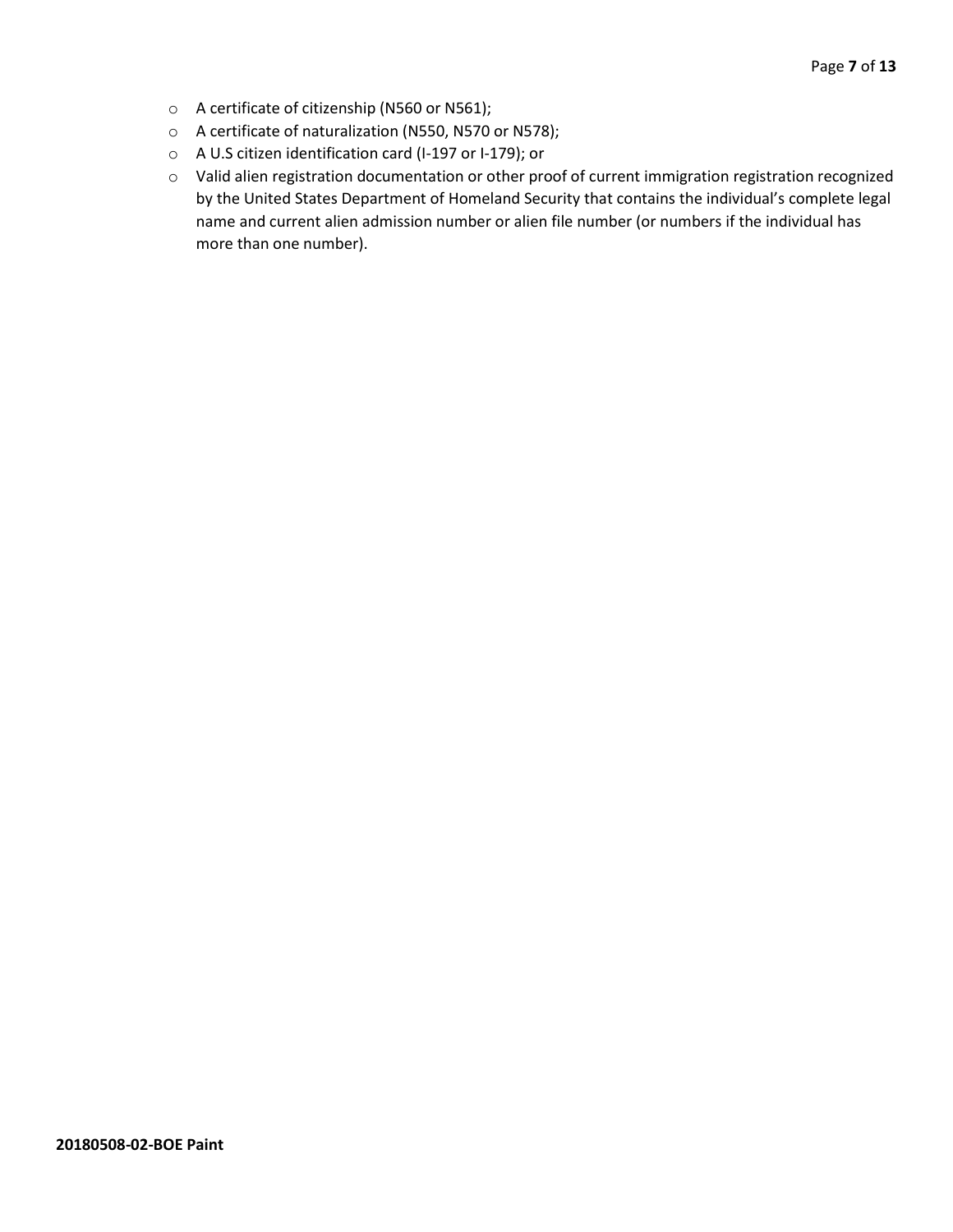- A certificate of citizenship (N560 or N561);
- A certificate of naturalization (N550, N570 or N578);
- A U.S citizen identification card (I-197 or I-179); or
- Valid alien registration documentation or other proof of current immigration registration recognized by the United States Department of Homeland Security that contains the individual's complete legal name and current alien admission number or alien file number (or numbers if the individual has more than one number).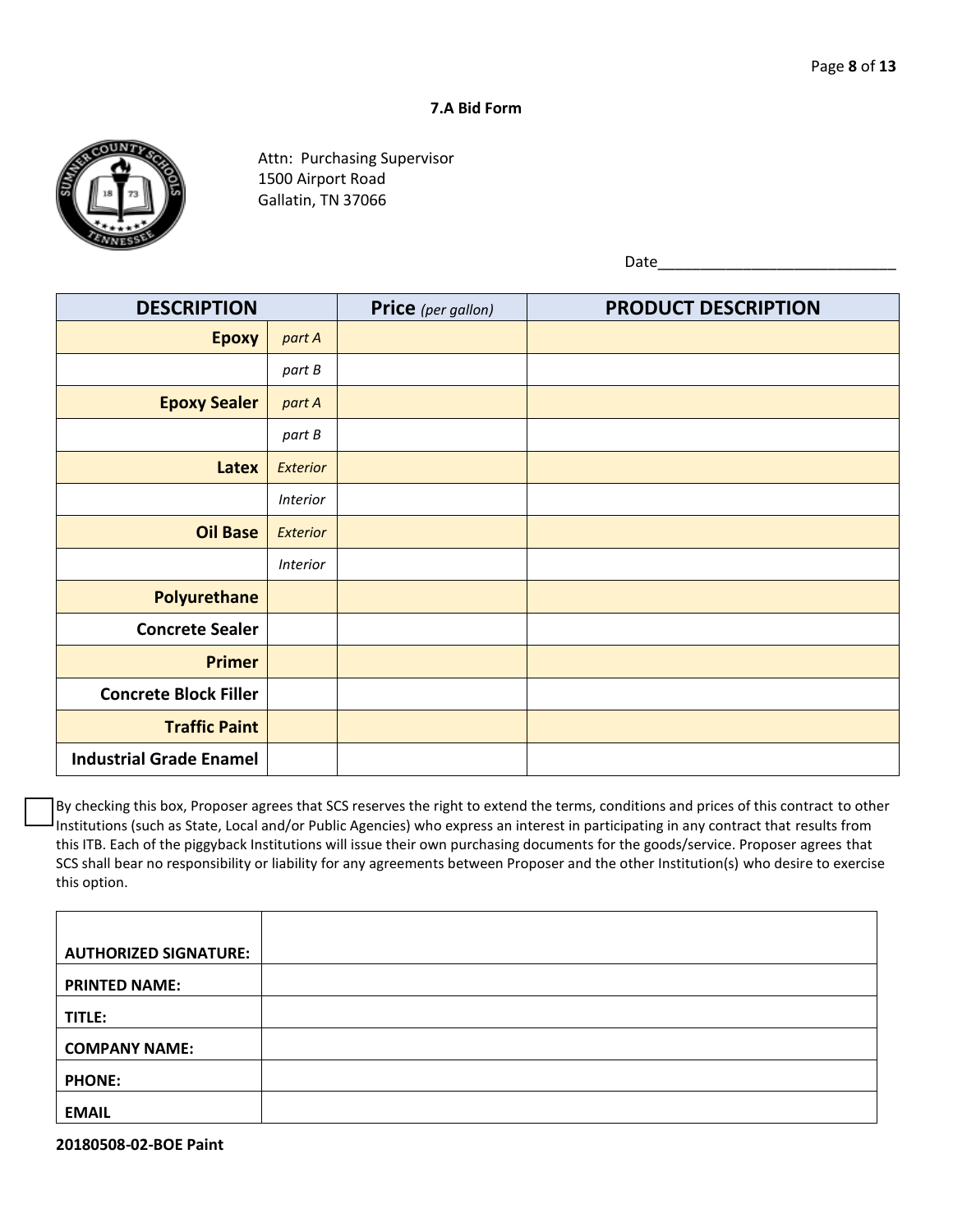### 7.A Bid Form

Attn: Purchasing Supervisor
1500 Airport Road
Gallatin, TN 37066

Date____________________________

| DESCRIPTION | | Price *(per gallon)* | PRODUCT DESCRIPTION |
|---|---|---|---|
| **Epoxy** | *part A* | | |
| | *part B* | | |
| **Epoxy Sealer** | *part A* | | |
| | *part B* | | |
| **Latex** | *Exterior* | | |
| | *Interior* | | |
| **Oil Base** | *Exterior* | | |
| | *Interior* | | |
| **Polyurethane** | | | |
| **Concrete Sealer** | | | |
| **Primer** | | | |
| **Concrete Block Filler** | | | |
| **Traffic Paint** | | | |
| **Industrial Grade Enamel** | | | |

☐ By checking this box, Proposer agrees that SCS reserves the right to extend the terms, conditions and prices of this contract to other Institutions (such as State, Local and/or Public Agencies) who express an interest in participating in any contract that results from this ITB. Each of the piggyback Institutions will issue their own purchasing documents for the goods/service. Proposer agrees that SCS shall bear no responsibility or liability for any agreements between Proposer and the other Institution(s) who desire to exercise this option.

| | |
|---|---|
| **AUTHORIZED SIGNATURE:** | |
| **PRINTED NAME:** | |
| **TITLE:** | |
| **COMPANY NAME:** | |
| **PHONE:** | |
| **EMAIL** | |

**20180508-02-BOE Paint**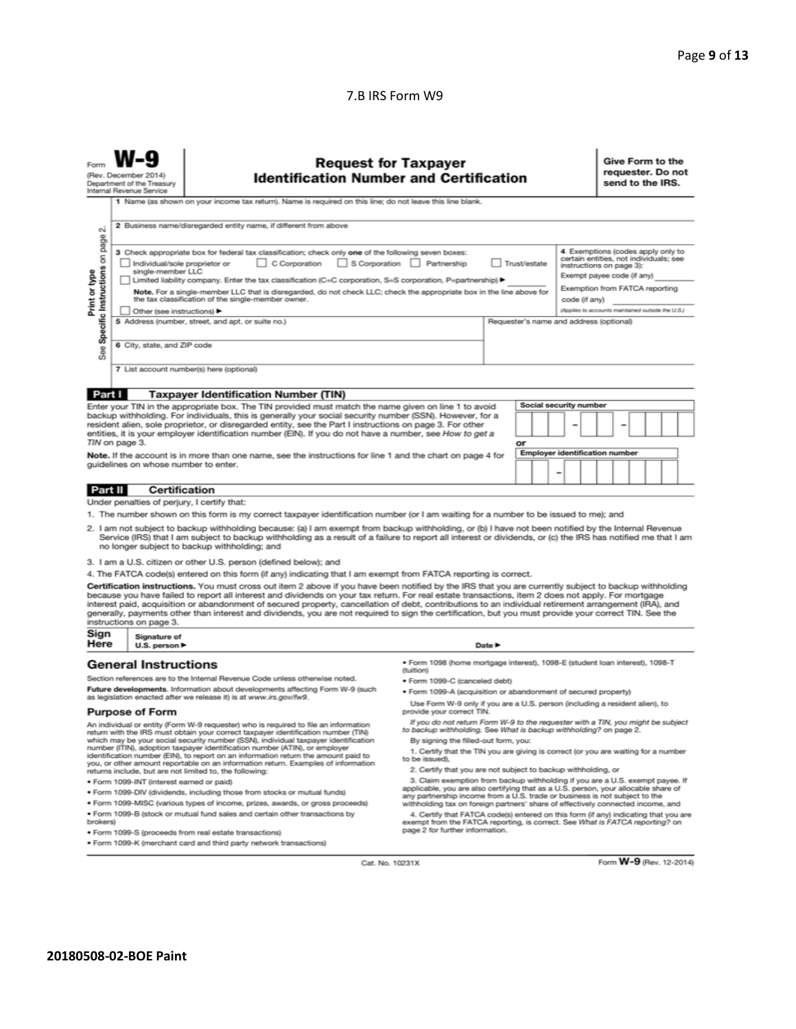7.B IRS Form W9

Form **W-9**
(Rev. December 2014)
Department of the Treasury
Internal Revenue Service

# Request for Taxpayer Identification Number and Certification

**Give Form to the requester. Do not send to the IRS.**

Print or type
See Specific Instructions on page 2.

1 Name (as shown on your income tax return). Name is required on this line; do not leave this line blank.

2 Business name/disregarded entity name, if different from above

3 Check appropriate box for federal tax classification; check only **one** of the following seven boxes:
☐ Individual/sole proprietor or single-member LLC ☐ C Corporation ☐ S Corporation ☐ Partnership ☐ Trust/estate
☐ Limited liability company. Enter the tax classification (C=C corporation, S=S corporation, P=partnership) ► ________
**Note.** For a single-member LLC that is disregarded, do not check LLC; check the appropriate box in the line above for the tax classification of the single-member owner.
☐ Other (see instructions) ►

4 Exemptions (codes apply only to certain entities, not individuals; see instructions on page 3):
Exempt payee code (if any) ________
Exemption from FATCA reporting code (if any) ________
*(Applies to accounts maintained outside the U.S.)*

5 Address (number, street, and apt. or suite no.)

Requester's name and address (optional)

6 City, state, and ZIP code

7 List account number(s) here (optional)

## Part I Taxpayer Identification Number (TIN)

Enter your TIN in the appropriate box. The TIN provided must match the name given on line 1 to avoid backup withholding. For individuals, this is generally your social security number (SSN). However, for a resident alien, sole proprietor, or disregarded entity, see the Part I instructions on page 3. For other entities, it is your employer identification number (EIN). If you do not have a number, see *How to get a TIN* on page 3.

**Note.** If the account is in more than one name, see the instructions for line 1 and the chart on page 4 for guidelines on whose number to enter.

Social security number
☐☐☐ – ☐☐ – ☐☐☐☐

or

Employer identification number
☐☐ – ☐☐☐☐☐☐☐

## Part II Certification

Under penalties of perjury, I certify that:

1. The number shown on this form is my correct taxpayer identification number (or I am waiting for a number to be issued to me); and
2. I am not subject to backup withholding because: (a) I am exempt from backup withholding, or (b) I have not been notified by the Internal Revenue Service (IRS) that I am subject to backup withholding as a result of a failure to report all interest or dividends, or (c) the IRS has notified me that I am no longer subject to backup withholding; and
3. I am a U.S. citizen or other U.S. person (defined below); and
4. The FATCA code(s) entered on this form (if any) indicating that I am exempt from FATCA reporting is correct.

**Certification instructions.** You must cross out item 2 above if you have been notified by the IRS that you are currently subject to backup withholding because you have failed to report all interest and dividends on your tax return. For real estate transactions, item 2 does not apply. For mortgage interest paid, acquisition or abandonment of secured property, cancellation of debt, contributions to an individual retirement arrangement (IRA), and generally, payments other than interest and dividends, you are not required to sign the certification, but you must provide your correct TIN. See the instructions on page 3.

**Sign Here** Signature of U.S. person ► Date ►

## General Instructions

Section references are to the Internal Revenue Code unless otherwise noted.

**Future developments.** Information about developments affecting Form W-9 (such as legislation enacted after we release it) is at *www.irs.gov/fw9*.

### Purpose of Form

An individual or entity (Form W-9 requester) who is required to file an information return with the IRS must obtain your correct taxpayer identification number (TIN) which may be your social security number (SSN), individual taxpayer identification number (ITIN), adoption taxpayer identification number (ATIN), or employer identification number (EIN), to report on an information return the amount paid to you, or other amount reportable on an information return. Examples of information returns include, but are not limited to, the following:

- Form 1099-INT (interest earned or paid)
- Form 1099-DIV (dividends, including those from stocks or mutual funds)
- Form 1099-MISC (various types of income, prizes, awards, or gross proceeds)
- Form 1099-B (stock or mutual fund sales and certain other transactions by brokers)
- Form 1099-S (proceeds from real estate transactions)
- Form 1099-K (merchant card and third party network transactions)
- Form 1098 (home mortgage interest), 1098-E (student loan interest), 1098-T (tuition)
- Form 1099-C (canceled debt)
- Form 1099-A (acquisition or abandonment of secured property)

Use Form W-9 only if you are a U.S. person (including a resident alien), to provide your correct TIN.

*If you do not return Form W-9 to the requester with a TIN, you might be subject to backup withholding. See What is backup withholding? on page 2.*

By signing the filled-out form, you:

1. Certify that the TIN you are giving is correct (or you are waiting for a number to be issued),
2. Certify that you are not subject to backup withholding, or
3. Claim exemption from backup withholding if you are a U.S. exempt payee. If applicable, you are also certifying that as a U.S. person, your allocable share of any partnership income from a U.S. trade or business is not subject to the withholding tax on foreign partners' share of effectively connected income, and
4. Certify that FATCA code(s) entered on this form (if any) indicating that you are exempt from the FATCA reporting, is correct. See *What is FATCA reporting?* on page 2 for further information.

Cat. No. 10231X

Form **W-9** (Rev. 12-2014)

**20180508-02-BOE Paint**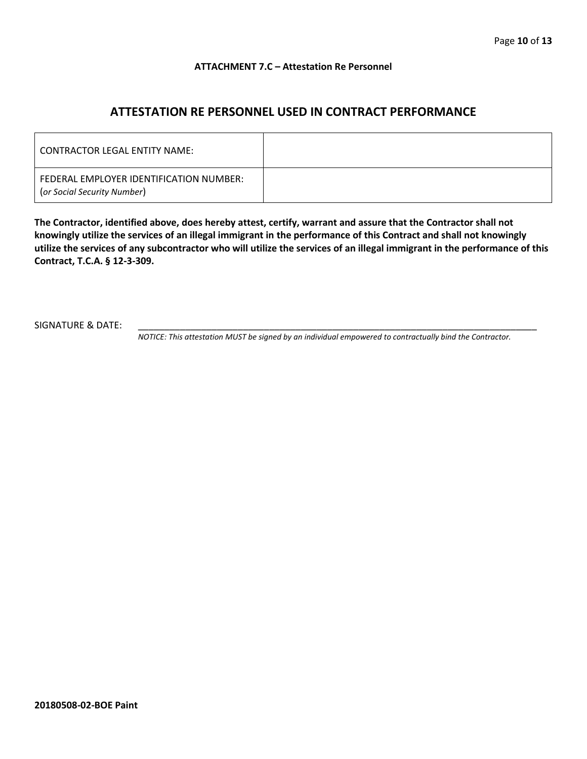**ATTACHMENT 7.C – Attestation Re Personnel**

## ATTESTATION RE PERSONNEL USED IN CONTRACT PERFORMANCE

| CONTRACTOR LEGAL ENTITY NAME: | |
|---|---|
| FEDERAL EMPLOYER IDENTIFICATION NUMBER: (*or Social Security Number*) | |

**The Contractor, identified above, does hereby attest, certify, warrant and assure that the Contractor shall not knowingly utilize the services of an illegal immigrant in the performance of this Contract and shall not knowingly utilize the services of any subcontractor who will utilize the services of an illegal immigrant in the performance of this Contract, T.C.A. § 12-3-309.**

SIGNATURE & DATE: ___________________________________________________________________________

*NOTICE: This attestation MUST be signed by an individual empowered to contractually bind the Contractor.*

**20180508-02-BOE Paint**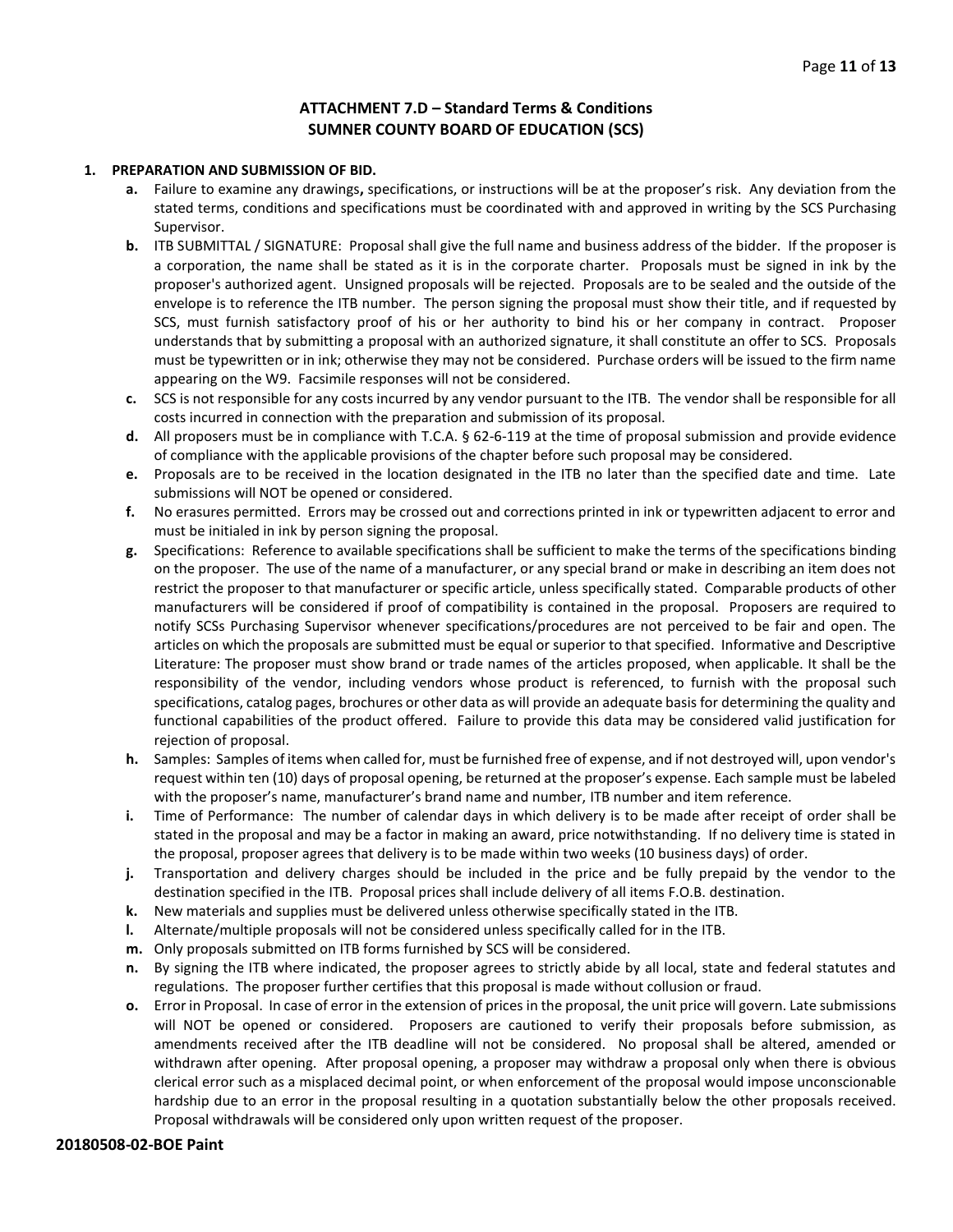## ATTACHMENT 7.D – Standard Terms & Conditions
## SUMNER COUNTY BOARD OF EDUCATION (SCS)

**1. PREPARATION AND SUBMISSION OF BID.**

- **a.** Failure to examine any drawings**,** specifications, or instructions will be at the proposer's risk. Any deviation from the stated terms, conditions and specifications must be coordinated with and approved in writing by the SCS Purchasing Supervisor.
- **b.** ITB SUBMITTAL / SIGNATURE: Proposal shall give the full name and business address of the bidder. If the proposer is a corporation, the name shall be stated as it is in the corporate charter. Proposals must be signed in ink by the proposer's authorized agent. Unsigned proposals will be rejected. Proposals are to be sealed and the outside of the envelope is to reference the ITB number. The person signing the proposal must show their title, and if requested by SCS, must furnish satisfactory proof of his or her authority to bind his or her company in contract. Proposer understands that by submitting a proposal with an authorized signature, it shall constitute an offer to SCS. Proposals must be typewritten or in ink; otherwise they may not be considered. Purchase orders will be issued to the firm name appearing on the W9. Facsimile responses will not be considered.
- **c.** SCS is not responsible for any costs incurred by any vendor pursuant to the ITB. The vendor shall be responsible for all costs incurred in connection with the preparation and submission of its proposal.
- **d.** All proposers must be in compliance with T.C.A. § 62-6-119 at the time of proposal submission and provide evidence of compliance with the applicable provisions of the chapter before such proposal may be considered.
- **e.** Proposals are to be received in the location designated in the ITB no later than the specified date and time. Late submissions will NOT be opened or considered.
- **f.** No erasures permitted. Errors may be crossed out and corrections printed in ink or typewritten adjacent to error and must be initialed in ink by person signing the proposal.
- **g.** Specifications: Reference to available specifications shall be sufficient to make the terms of the specifications binding on the proposer. The use of the name of a manufacturer, or any special brand or make in describing an item does not restrict the proposer to that manufacturer or specific article, unless specifically stated. Comparable products of other manufacturers will be considered if proof of compatibility is contained in the proposal. Proposers are required to notify SCSs Purchasing Supervisor whenever specifications/procedures are not perceived to be fair and open. The articles on which the proposals are submitted must be equal or superior to that specified. Informative and Descriptive Literature: The proposer must show brand or trade names of the articles proposed, when applicable. It shall be the responsibility of the vendor, including vendors whose product is referenced, to furnish with the proposal such specifications, catalog pages, brochures or other data as will provide an adequate basis for determining the quality and functional capabilities of the product offered. Failure to provide this data may be considered valid justification for rejection of proposal.
- **h.** Samples: Samples of items when called for, must be furnished free of expense, and if not destroyed will, upon vendor's request within ten (10) days of proposal opening, be returned at the proposer's expense. Each sample must be labeled with the proposer's name, manufacturer's brand name and number, ITB number and item reference.
- **i.** Time of Performance: The number of calendar days in which delivery is to be made after receipt of order shall be stated in the proposal and may be a factor in making an award, price notwithstanding. If no delivery time is stated in the proposal, proposer agrees that delivery is to be made within two weeks (10 business days) of order.
- **j.** Transportation and delivery charges should be included in the price and be fully prepaid by the vendor to the destination specified in the ITB. Proposal prices shall include delivery of all items F.O.B. destination.
- **k.** New materials and supplies must be delivered unless otherwise specifically stated in the ITB.
- **l.** Alternate/multiple proposals will not be considered unless specifically called for in the ITB.
- **m.** Only proposals submitted on ITB forms furnished by SCS will be considered.
- **n.** By signing the ITB where indicated, the proposer agrees to strictly abide by all local, state and federal statutes and regulations. The proposer further certifies that this proposal is made without collusion or fraud.
- **o.** Error in Proposal. In case of error in the extension of prices in the proposal, the unit price will govern. Late submissions will NOT be opened or considered. Proposers are cautioned to verify their proposals before submission, as amendments received after the ITB deadline will not be considered. No proposal shall be altered, amended or withdrawn after opening. After proposal opening, a proposer may withdraw a proposal only when there is obvious clerical error such as a misplaced decimal point, or when enforcement of the proposal would impose unconscionable hardship due to an error in the proposal resulting in a quotation substantially below the other proposals received. Proposal withdrawals will be considered only upon written request of the proposer.

**20180508-02-BOE Paint**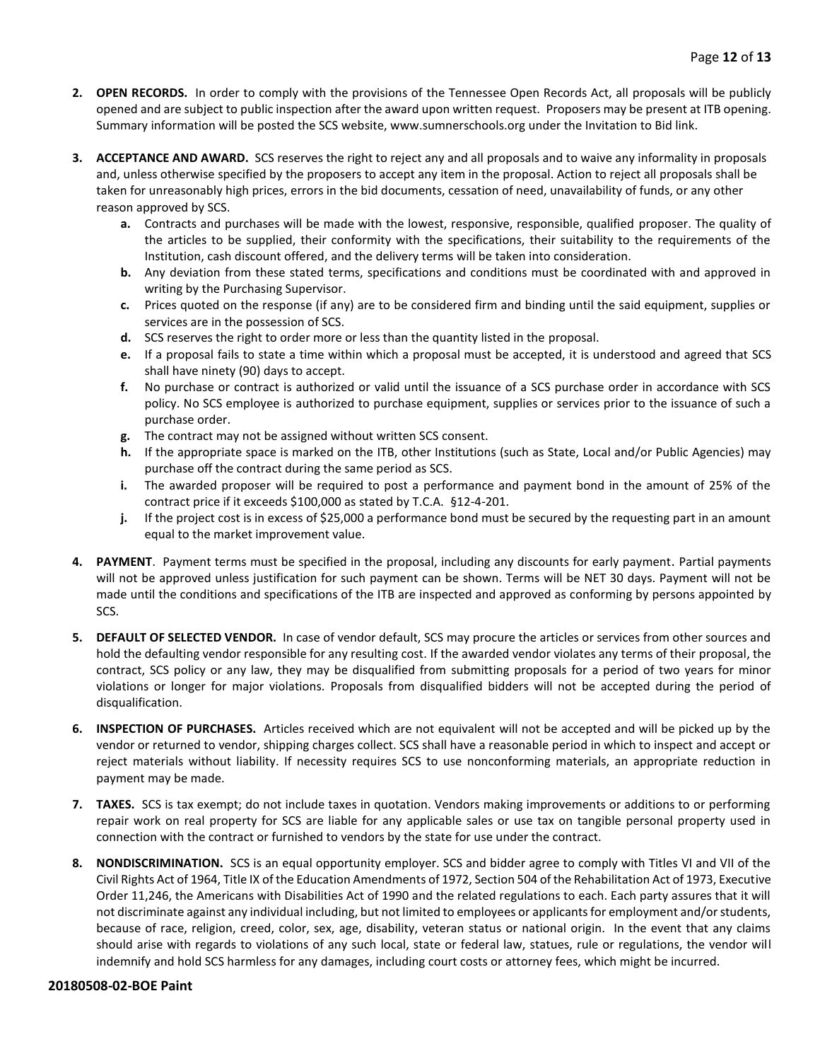2. **OPEN RECORDS.** In order to comply with the provisions of the Tennessee Open Records Act, all proposals will be publicly opened and are subject to public inspection after the award upon written request. Proposers may be present at ITB opening. Summary information will be posted the SCS website, www.sumnerschools.org under the Invitation to Bid link.

3. **ACCEPTANCE AND AWARD.** SCS reserves the right to reject any and all proposals and to waive any informality in proposals and, unless otherwise specified by the proposers to accept any item in the proposal. Action to reject all proposals shall be taken for unreasonably high prices, errors in the bid documents, cessation of need, unavailability of funds, or any other reason approved by SCS.
   - **a.** Contracts and purchases will be made with the lowest, responsive, responsible, qualified proposer. The quality of the articles to be supplied, their conformity with the specifications, their suitability to the requirements of the Institution, cash discount offered, and the delivery terms will be taken into consideration.
   - **b.** Any deviation from these stated terms, specifications and conditions must be coordinated with and approved in writing by the Purchasing Supervisor.
   - **c.** Prices quoted on the response (if any) are to be considered firm and binding until the said equipment, supplies or services are in the possession of SCS.
   - **d.** SCS reserves the right to order more or less than the quantity listed in the proposal.
   - **e.** If a proposal fails to state a time within which a proposal must be accepted, it is understood and agreed that SCS shall have ninety (90) days to accept.
   - **f.** No purchase or contract is authorized or valid until the issuance of a SCS purchase order in accordance with SCS policy. No SCS employee is authorized to purchase equipment, supplies or services prior to the issuance of such a purchase order.
   - **g.** The contract may not be assigned without written SCS consent.
   - **h.** If the appropriate space is marked on the ITB, other Institutions (such as State, Local and/or Public Agencies) may purchase off the contract during the same period as SCS.
   - **i.** The awarded proposer will be required to post a performance and payment bond in the amount of 25% of the contract price if it exceeds $100,000 as stated by T.C.A. §12-4-201.
   - **j.** If the project cost is in excess of $25,000 a performance bond must be secured by the requesting part in an amount equal to the market improvement value.

4. **PAYMENT**. Payment terms must be specified in the proposal, including any discounts for early payment. Partial payments will not be approved unless justification for such payment can be shown. Terms will be NET 30 days. Payment will not be made until the conditions and specifications of the ITB are inspected and approved as conforming by persons appointed by SCS.

5. **DEFAULT OF SELECTED VENDOR.** In case of vendor default, SCS may procure the articles or services from other sources and hold the defaulting vendor responsible for any resulting cost. If the awarded vendor violates any terms of their proposal, the contract, SCS policy or any law, they may be disqualified from submitting proposals for a period of two years for minor violations or longer for major violations. Proposals from disqualified bidders will not be accepted during the period of disqualification.

6. **INSPECTION OF PURCHASES.** Articles received which are not equivalent will not be accepted and will be picked up by the vendor or returned to vendor, shipping charges collect. SCS shall have a reasonable period in which to inspect and accept or reject materials without liability. If necessity requires SCS to use nonconforming materials, an appropriate reduction in payment may be made.

7. **TAXES.** SCS is tax exempt; do not include taxes in quotation. Vendors making improvements or additions to or performing repair work on real property for SCS are liable for any applicable sales or use tax on tangible personal property used in connection with the contract or furnished to vendors by the state for use under the contract.

8. **NONDISCRIMINATION.** SCS is an equal opportunity employer. SCS and bidder agree to comply with Titles VI and VII of the Civil Rights Act of 1964, Title IX of the Education Amendments of 1972, Section 504 of the Rehabilitation Act of 1973, Executive Order 11,246, the Americans with Disabilities Act of 1990 and the related regulations to each. Each party assures that it will not discriminate against any individual including, but not limited to employees or applicants for employment and/or students, because of race, religion, creed, color, sex, age, disability, veteran status or national origin. In the event that any claims should arise with regards to violations of any such local, state or federal law, statues, rule or regulations, the vendor will indemnify and hold SCS harmless for any damages, including court costs or attorney fees, which might be incurred.

**20180508-02-BOE Paint**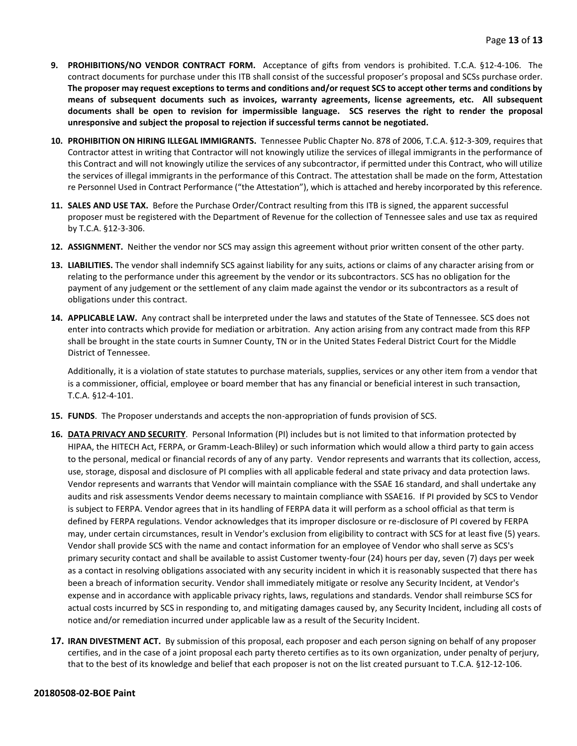9. **PROHIBITIONS/NO VENDOR CONTRACT FORM.** Acceptance of gifts from vendors is prohibited. T.C.A. §12-4-106. The contract documents for purchase under this ITB shall consist of the successful proposer's proposal and SCSs purchase order. **The proposer may request exceptions to terms and conditions and/or request SCS to accept other terms and conditions by means of subsequent documents such as invoices, warranty agreements, license agreements, etc. All subsequent documents shall be open to revision for impermissible language. SCS reserves the right to render the proposal unresponsive and subject the proposal to rejection if successful terms cannot be negotiated.**

10. **PROHIBITION ON HIRING ILLEGAL IMMIGRANTS.** Tennessee Public Chapter No. 878 of 2006, T.C.A. §12-3-309, requires that Contractor attest in writing that Contractor will not knowingly utilize the services of illegal immigrants in the performance of this Contract and will not knowingly utilize the services of any subcontractor, if permitted under this Contract, who will utilize the services of illegal immigrants in the performance of this Contract. The attestation shall be made on the form, Attestation re Personnel Used in Contract Performance ("the Attestation"), which is attached and hereby incorporated by this reference.

11. **SALES AND USE TAX.** Before the Purchase Order/Contract resulting from this ITB is signed, the apparent successful proposer must be registered with the Department of Revenue for the collection of Tennessee sales and use tax as required by T.C.A. §12-3-306.

12. **ASSIGNMENT.** Neither the vendor nor SCS may assign this agreement without prior written consent of the other party.

13. **LIABILITIES.** The vendor shall indemnify SCS against liability for any suits, actions or claims of any character arising from or relating to the performance under this agreement by the vendor or its subcontractors. SCS has no obligation for the payment of any judgement or the settlement of any claim made against the vendor or its subcontractors as a result of obligations under this contract.

14. **APPLICABLE LAW.** Any contract shall be interpreted under the laws and statutes of the State of Tennessee. SCS does not enter into contracts which provide for mediation or arbitration. Any action arising from any contract made from this RFP shall be brought in the state courts in Sumner County, TN or in the United States Federal District Court for the Middle District of Tennessee.

    Additionally, it is a violation of state statutes to purchase materials, supplies, services or any other item from a vendor that is a commissioner, official, employee or board member that has any financial or beneficial interest in such transaction, T.C.A. §12-4-101.

15. **FUNDS**. The Proposer understands and accepts the non-appropriation of funds provision of SCS.

16. **DATA PRIVACY AND SECURITY**. Personal Information (PI) includes but is not limited to that information protected by HIPAA, the HITECH Act, FERPA, or Gramm-Leach-Bliley) or such information which would allow a third party to gain access to the personal, medical or financial records of any of any party. Vendor represents and warrants that its collection, access, use, storage, disposal and disclosure of PI complies with all applicable federal and state privacy and data protection laws. Vendor represents and warrants that Vendor will maintain compliance with the SSAE 16 standard, and shall undertake any audits and risk assessments Vendor deems necessary to maintain compliance with SSAE16. If PI provided by SCS to Vendor is subject to FERPA. Vendor agrees that in its handling of FERPA data it will perform as a school official as that term is defined by FERPA regulations. Vendor acknowledges that its improper disclosure or re-disclosure of PI covered by FERPA may, under certain circumstances, result in Vendor's exclusion from eligibility to contract with SCS for at least five (5) years. Vendor shall provide SCS with the name and contact information for an employee of Vendor who shall serve as SCS's primary security contact and shall be available to assist Customer twenty-four (24) hours per day, seven (7) days per week as a contact in resolving obligations associated with any security incident in which it is reasonably suspected that there has been a breach of information security. Vendor shall immediately mitigate or resolve any Security Incident, at Vendor's expense and in accordance with applicable privacy rights, laws, regulations and standards. Vendor shall reimburse SCS for actual costs incurred by SCS in responding to, and mitigating damages caused by, any Security Incident, including all costs of notice and/or remediation incurred under applicable law as a result of the Security Incident.

17. **IRAN DIVESTMENT ACT.** By submission of this proposal, each proposer and each person signing on behalf of any proposer certifies, and in the case of a joint proposal each party thereto certifies as to its own organization, under penalty of perjury, that to the best of its knowledge and belief that each proposer is not on the list created pursuant to T.C.A. §12-12-106.